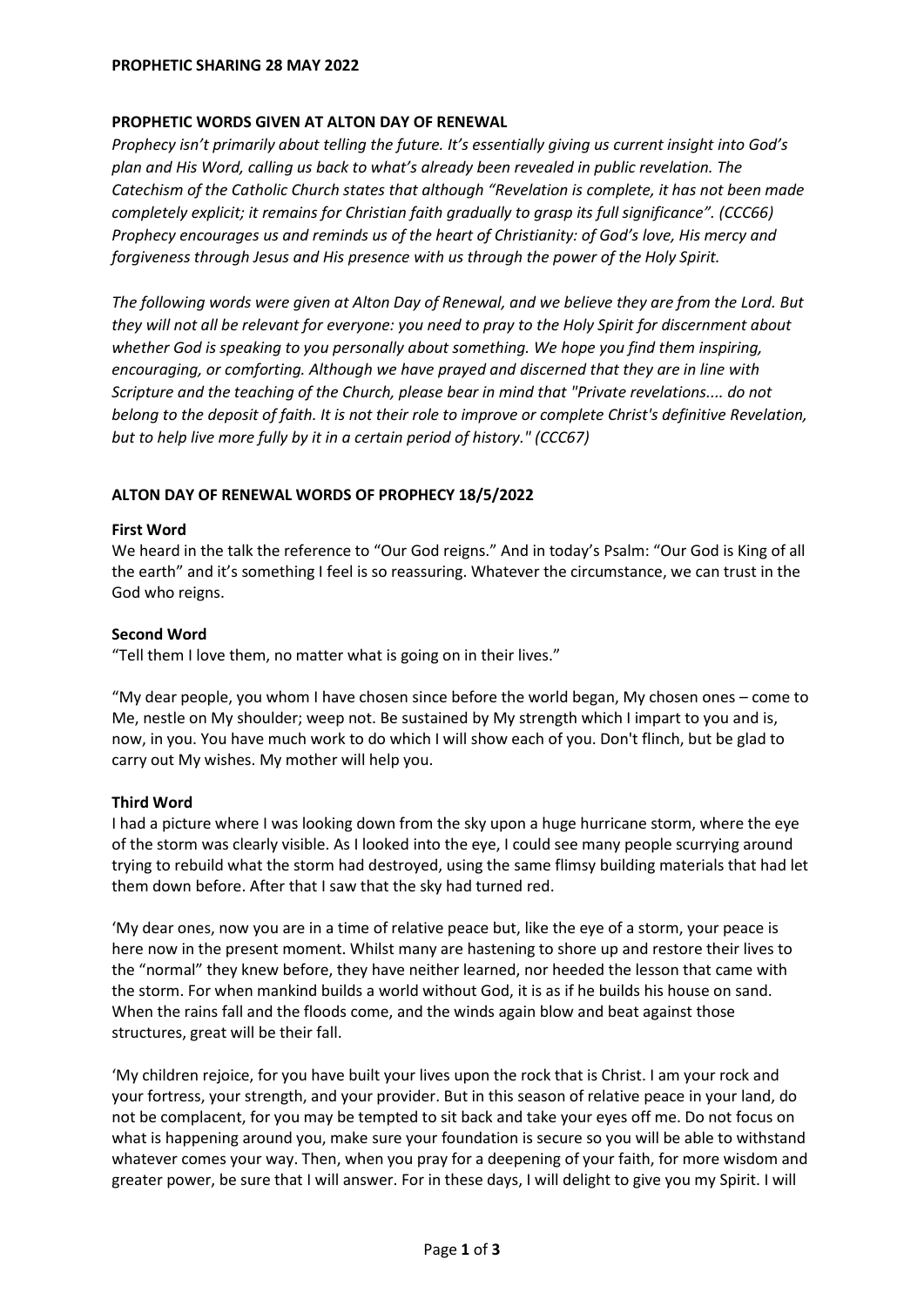# PROPHETIC SHARING 28 MAY 2022

## PROPHETIC WORDS GIVEN AT ALTON DAY OF RENEWAL

*Prophecy isn't primarily about telling the future. It's essentially giving us current insight into God's plan and His Word, calling us back to what's already been revealed in public revelation. The Catechism of the Catholic Church states that although "Revelation is complete, it has not been made completely explicit; it remains for Christian faith gradually to grasp its full significance". (CCC66) Prophecy encourages us and reminds us of the heart of Christianity: of God's love, His mercy and forgiveness through Jesus and His presence with us through the power of the Holy Spirit.*

*The following words were given at Alton Day of Renewal, and we believe they are from the Lord. But they will not all be relevant for everyone: you need to pray to the Holy Spirit for discernment about whether God is speaking to you personally about something. We hope you find them inspiring, encouraging, or comforting. Although we have prayed and discerned that they are in line with Scripture and the teaching of the Church, please bear in mind that "Private revelations.... do not belong to the deposit of faith. It is not their role to improve or complete Christ's definitive Revelation, but to help live more fully by it in a certain period of history." (CCC67)*

## ALTON DAY OF RENEWAL WORDS OF PROPHECY 18/5/2022

### First Word

We heard in the talk the reference to "Our God reigns." And in today's Psalm: "Our God is King of all the earth" and it's something I feel is so reassuring. Whatever the circumstance, we can trust in the God who reigns.

### Second Word

"Tell them I love them, no matter what is going on in their lives."

"My dear people, you whom I have chosen since before the world began, My chosen ones – come to Me, nestle on My shoulder; weep not. Be sustained by My strength which I impart to you and is, now, in you. You have much work to do which I will show each of you. Don't flinch, but be glad to carry out My wishes. My mother will help you.

### Third Word

I had a picture where I was looking down from the sky upon a huge hurricane storm, where the eye of the storm was clearly visible. As I looked into the eye, I could see many people scurrying around trying to rebuild what the storm had destroyed, using the same flimsy building materials that had let them down before. After that I saw that the sky had turned red.

'My dear ones, now you are in a time of relative peace but, like the eye of a storm, your peace is here now in the present moment. Whilst many are hastening to shore up and restore their lives to the "normal" they knew before, they have neither learned, nor heeded the lesson that came with the storm. For when mankind builds a world without God, it is as if he builds his house on sand. When the rains fall and the floods come, and the winds again blow and beat against those structures, great will be their fall.

'My children rejoice, for you have built your lives upon the rock that is Christ. I am your rock and your fortress, your strength, and your provider. But in this season of relative peace in your land, do not be complacent, for you may be tempted to sit back and take your eyes off me. Do not focus on what is happening around you, make sure your foundation is secure so you will be able to withstand whatever comes your way. Then, when you pray for a deepening of your faith, for more wisdom and greater power, be sure that I will answer. For in these days, I will delight to give you my Spirit. I will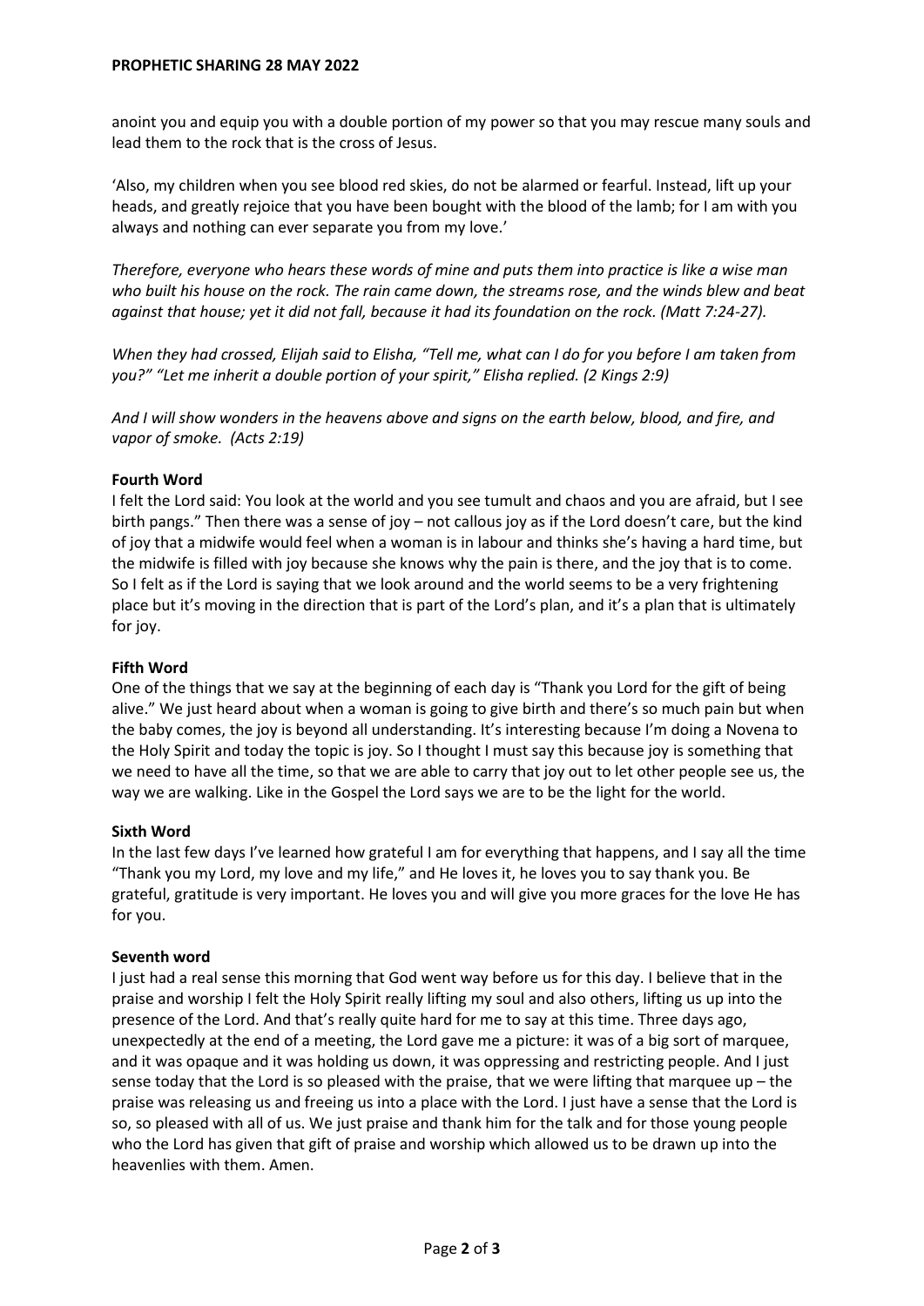anoint you and equip you with a double portion of my power so that you may rescue many souls and lead them to the rock that is the cross of Jesus.

'Also, my children when you see blood red skies, do not be alarmed or fearful. Instead, lift up your heads, and greatly rejoice that you have been bought with the blood of the lamb; for I am with you always and nothing can ever separate you from my love.'

*Therefore, everyone who hears these words of mine and puts them into practice is like a wise man who built his house on the rock. The rain came down, the streams rose, and the winds blew and beat against that house; yet it did not fall, because it had its foundation on the rock. (Matt 7:24-27).*

*When they had crossed, Elijah said to Elisha, "Tell me, what can I do for you before I am taken from you?" "Let me inherit a double portion of your spirit," Elisha replied. (2 Kings 2:9)*

*And I will show wonders in the heavens above and signs on the earth below, blood, and fire, and vapor of smoke. (Acts 2:19)*

**Fourth Word**

I felt the Lord said: You look at the world and you see tumult and chaos and you are afraid, but I see birth pangs." Then there was a sense of joy – not callous joy as if the Lord doesn't care, but the kind of joy that a midwife would feel when a woman is in labour and thinks she's having a hard time, but the midwife is filled with joy because she knows why the pain is there, and the joy that is to come. So I felt as if the Lord is saying that we look around and the world seems to be a very frightening place but it's moving in the direction that is part of the Lord's plan, and it's a plan that is ultimately for joy.

**Fifth Word**

One of the things that we say at the beginning of each day is "Thank you Lord for the gift of being alive." We just heard about when a woman is going to give birth and there's so much pain but when the baby comes, the joy is beyond all understanding. It's interesting because I'm doing a Novena to the Holy Spirit and today the topic is joy. So I thought I must say this because joy is something that we need to have all the time, so that we are able to carry that joy out to let other people see us, the way we are walking. Like in the Gospel the Lord says we are to be the light for the world.

**Sixth Word**

In the last few days I've learned how grateful I am for everything that happens, and I say all the time "Thank you my Lord, my love and my life," and He loves it, he loves you to say thank you. Be grateful, gratitude is very important. He loves you and will give you more graces for the love He has for you.

**Seventh word**

I just had a real sense this morning that God went way before us for this day. I believe that in the praise and worship I felt the Holy Spirit really lifting my soul and also others, lifting us up into the presence of the Lord. And that's really quite hard for me to say at this time. Three days ago, unexpectedly at the end of a meeting, the Lord gave me a picture: it was of a big sort of marquee, and it was opaque and it was holding us down, it was oppressing and restricting people. And I just sense today that the Lord is so pleased with the praise, that we were lifting that marquee up – the praise was releasing us and freeing us into a place with the Lord. I just have a sense that the Lord is so, so pleased with all of us. We just praise and thank him for the talk and for those young people who the Lord has given that gift of praise and worship which allowed us to be drawn up into the heavenlies with them. Amen.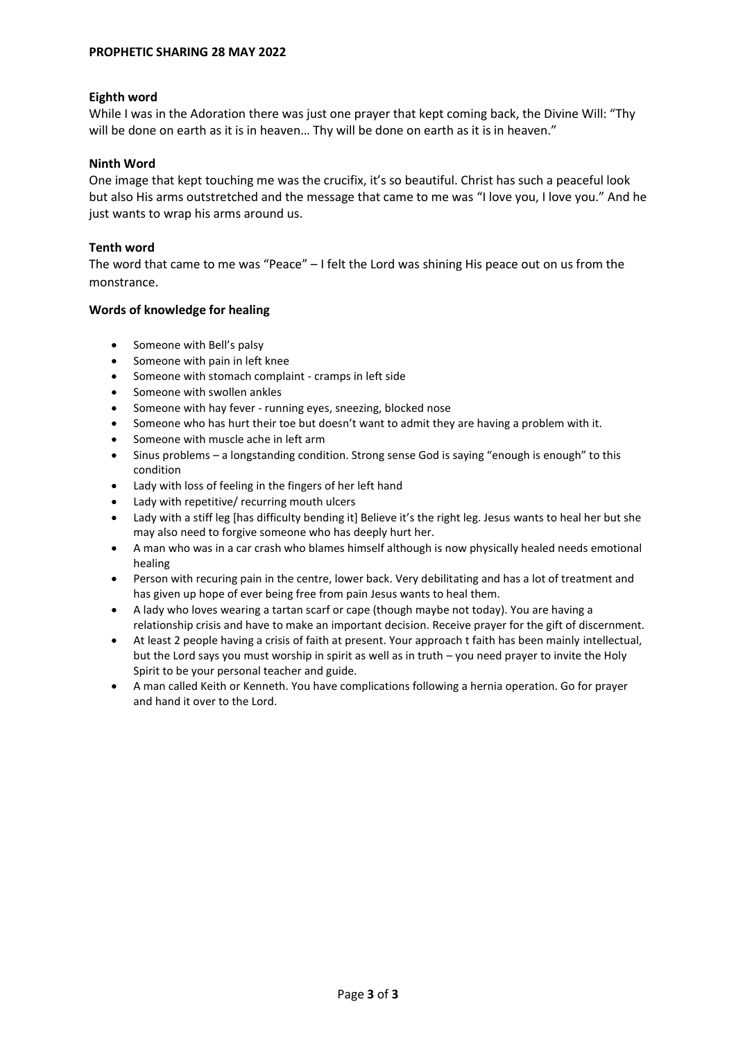**Eighth word**

While I was in the Adoration there was just one prayer that kept coming back, the Divine Will: "Thy will be done on earth as it is in heaven… Thy will be done on earth as it is in heaven."

**Ninth Word**

One image that kept touching me was the crucifix, it's so beautiful. Christ has such a peaceful look but also His arms outstretched and the message that came to me was "I love you, I love you." And he just wants to wrap his arms around us.

**Tenth word**

The word that came to me was "Peace" – I felt the Lord was shining His peace out on us from the monstrance.

**Words of knowledge for healing**

- Someone with Bell's palsy
- Someone with pain in left knee
- Someone with stomach complaint - cramps in left side
- Someone with swollen ankles
- Someone with hay fever - running eyes, sneezing, blocked nose
- Someone who has hurt their toe but doesn't want to admit they are having a problem with it.
- Someone with muscle ache in left arm
- Sinus problems – a longstanding condition. Strong sense God is saying "enough is enough" to this condition
- Lady with loss of feeling in the fingers of her left hand
- Lady with repetitive/ recurring mouth ulcers
- Lady with a stiff leg [has difficulty bending it] Believe it's the right leg. Jesus wants to heal her but she may also need to forgive someone who has deeply hurt her.
- A man who was in a car crash who blames himself although is now physically healed needs emotional healing
- Person with recuring pain in the centre, lower back. Very debilitating and has a lot of treatment and has given up hope of ever being free from pain Jesus wants to heal them.
- A lady who loves wearing a tartan scarf or cape (though maybe not today). You are having a relationship crisis and have to make an important decision. Receive prayer for the gift of discernment.
- At least 2 people having a crisis of faith at present. Your approach t faith has been mainly intellectual, but the Lord says you must worship in spirit as well as in truth – you need prayer to invite the Holy Spirit to be your personal teacher and guide.
- A man called Keith or Kenneth. You have complications following a hernia operation. Go for prayer and hand it over to the Lord.